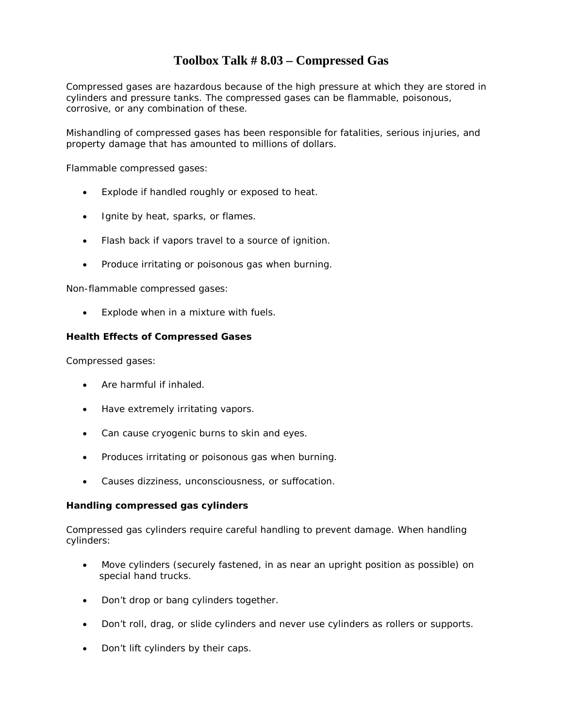# Toolbox Talk # 8.03 – Compressed Gas

Compressed gases are hazardous because of the high pressure at which they are stored in cylinders and pressure tanks. The compressed gases can be flammable, poisonous, corrosive, or any combination of these.

Mishandling of compressed gases has been responsible for fatalities, serious injuries, and property damage that has amounted to millions of dollars.

Flammable compressed gases:

- Explode if handled roughly or exposed to heat.
- Ignite by heat, sparks, or flames.
- Flash back if vapors travel to a source of ignition.
- Produce irritating or poisonous gas when burning.

Non-flammable compressed gases:

- Explode when in a mixture with fuels.

**Health Effects of Compressed Gases**

Compressed gases:

- Are harmful if inhaled.
- Have extremely irritating vapors.
- Can cause cryogenic burns to skin and eyes.
- Produces irritating or poisonous gas when burning.
- Causes dizziness, unconsciousness, or suffocation.

**Handling compressed gas cylinders**

Compressed gas cylinders require careful handling to prevent damage. When handling cylinders:

- Move cylinders (securely fastened, in as near an upright position as possible) on special hand trucks.
- Don't drop or bang cylinders together.
- Don't roll, drag, or slide cylinders and never use cylinders as rollers or supports.
- Don't lift cylinders by their caps.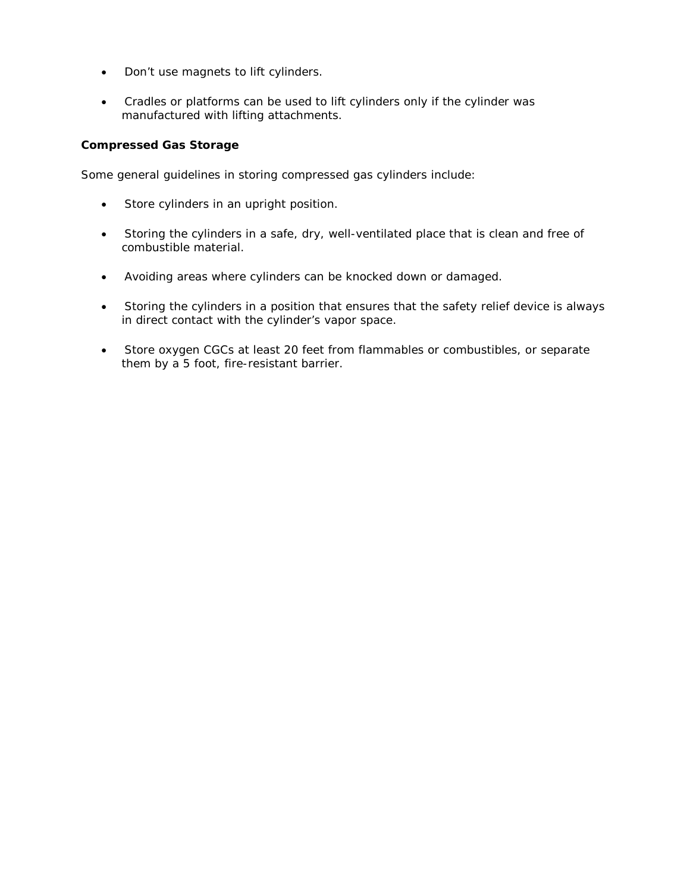- Don't use magnets to lift cylinders.

- Cradles or platforms can be used to lift cylinders only if the cylinder was manufactured with lifting attachments.

**Compressed Gas Storage**

Some general guidelines in storing compressed gas cylinders include:

- Store cylinders in an upright position.

- Storing the cylinders in a safe, dry, well-ventilated place that is clean and free of combustible material.

- Avoiding areas where cylinders can be knocked down or damaged.

- Storing the cylinders in a position that ensures that the safety relief device is always in direct contact with the cylinder's vapor space.

- Store oxygen CGCs at least 20 feet from flammables or combustibles, or separate them by a 5 foot, fire-resistant barrier.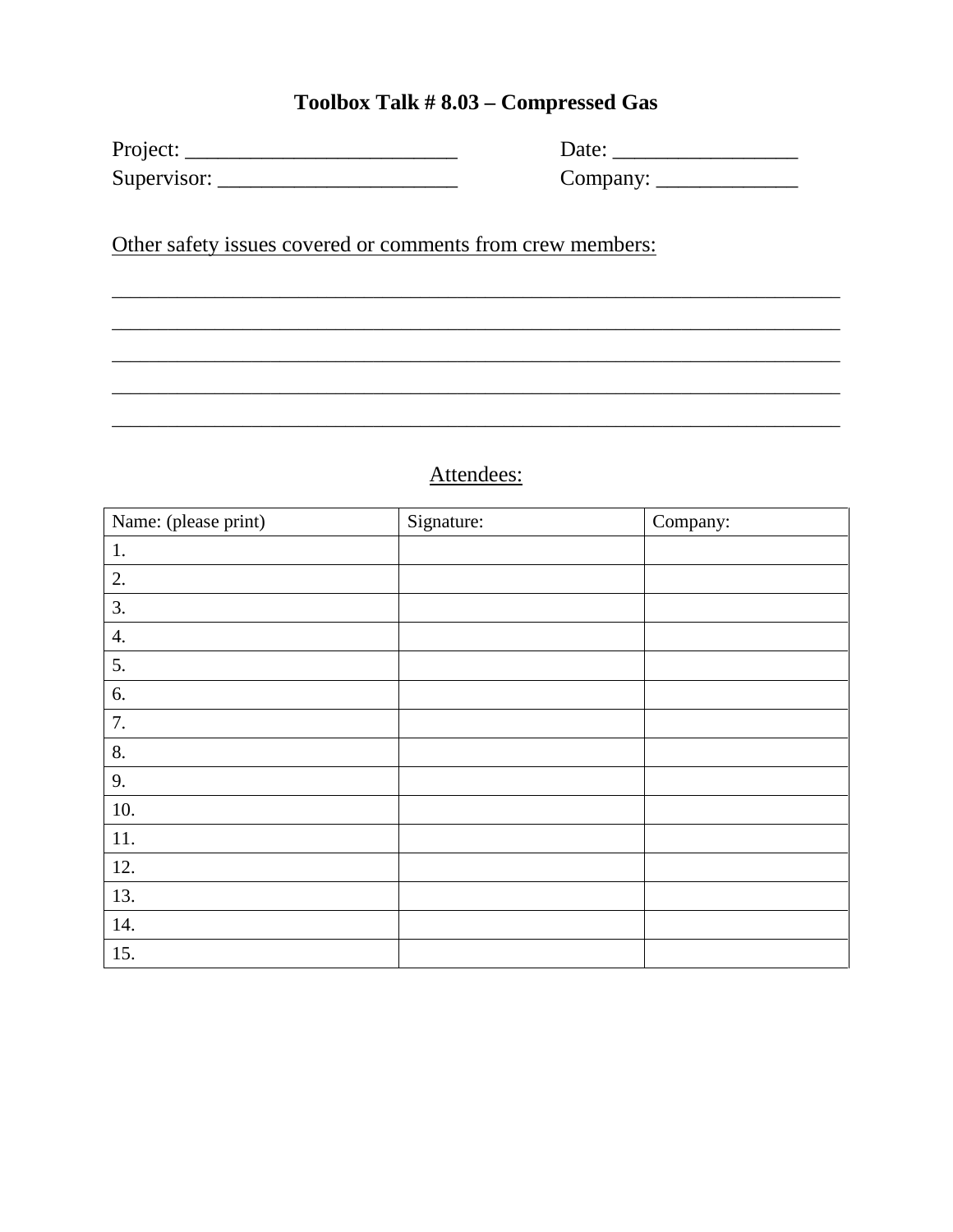# Toolbox Talk # 8.03 – Compressed Gas

Project: _________________________ Date: _________________

Supervisor: ______________________ Company: _____________

Other safety issues covered or comments from crew members:

___________________________________________________________________________

___________________________________________________________________________

___________________________________________________________________________

___________________________________________________________________________

___________________________________________________________________________

## Attendees:

| Name: (please print) | Signature: | Company: |
|---|---|---|
| 1. | | |
| 2. | | |
| 3. | | |
| 4. | | |
| 5. | | |
| 6. | | |
| 7. | | |
| 8. | | |
| 9. | | |
| 10. | | |
| 11. | | |
| 12. | | |
| 13. | | |
| 14. | | |
| 15. | | |